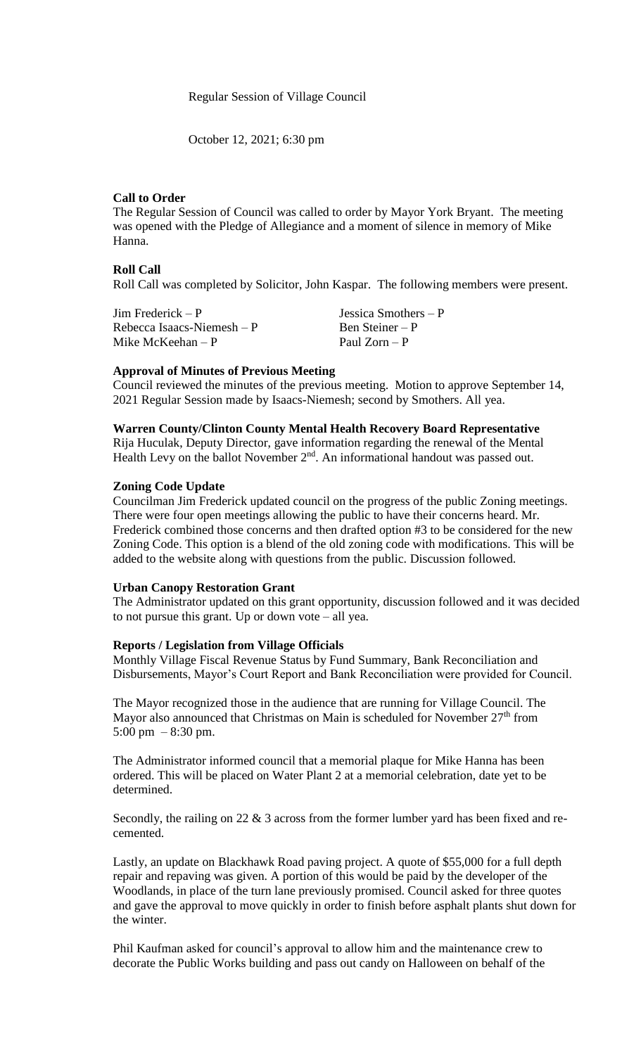Regular Session of Village Council

October 12, 2021; 6:30 pm

**Call to Order**

The Regular Session of Council was called to order by Mayor York Bryant. The meeting was opened with the Pledge of Allegiance and a moment of silence in memory of Mike Hanna.

**Roll Call**

Roll Call was completed by Solicitor, John Kaspar. The following members were present.

| | |
|---|---|
| Jim Frederick – P | Jessica Smothers – P |
| Rebecca Isaacs-Niemesh – P | Ben Steiner – P |
| Mike McKeehan – P | Paul Zorn – P |

**Approval of Minutes of Previous Meeting**

Council reviewed the minutes of the previous meeting. Motion to approve September 14, 2021 Regular Session made by Isaacs-Niemesh; second by Smothers. All yea.

**Warren County/Clinton County Mental Health Recovery Board Representative**

Rija Huculak, Deputy Director, gave information regarding the renewal of the Mental Health Levy on the ballot November 2nd. An informational handout was passed out.

**Zoning Code Update**

Councilman Jim Frederick updated council on the progress of the public Zoning meetings. There were four open meetings allowing the public to have their concerns heard. Mr. Frederick combined those concerns and then drafted option #3 to be considered for the new Zoning Code. This option is a blend of the old zoning code with modifications. This will be added to the website along with questions from the public. Discussion followed.

**Urban Canopy Restoration Grant**

The Administrator updated on this grant opportunity, discussion followed and it was decided to not pursue this grant. Up or down vote – all yea.

**Reports / Legislation from Village Officials**

Monthly Village Fiscal Revenue Status by Fund Summary, Bank Reconciliation and Disbursements, Mayor's Court Report and Bank Reconciliation were provided for Council.

The Mayor recognized those in the audience that are running for Village Council. The Mayor also announced that Christmas on Main is scheduled for November 27th from 5:00 pm – 8:30 pm.

The Administrator informed council that a memorial plaque for Mike Hanna has been ordered. This will be placed on Water Plant 2 at a memorial celebration, date yet to be determined.

Secondly, the railing on 22 & 3 across from the former lumber yard has been fixed and re-cemented.

Lastly, an update on Blackhawk Road paving project. A quote of $55,000 for a full depth repair and repaving was given. A portion of this would be paid by the developer of the Woodlands, in place of the turn lane previously promised. Council asked for three quotes and gave the approval to move quickly in order to finish before asphalt plants shut down for the winter.

Phil Kaufman asked for council's approval to allow him and the maintenance crew to decorate the Public Works building and pass out candy on Halloween on behalf of the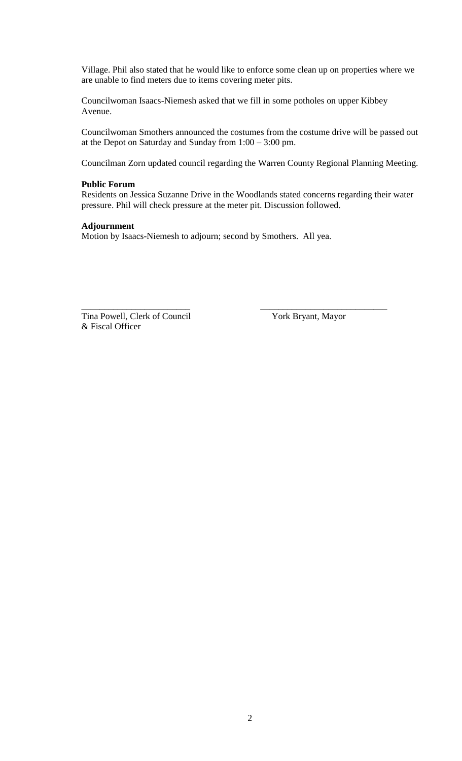Village. Phil also stated that he would like to enforce some clean up on properties where we are unable to find meters due to items covering meter pits.

Councilwoman Isaacs-Niemesh asked that we fill in some potholes on upper Kibbey Avenue.

Councilwoman Smothers announced the costumes from the costume drive will be passed out at the Depot on Saturday and Sunday from 1:00 – 3:00 pm.

Councilman Zorn updated council regarding the Warren County Regional Planning Meeting.

**Public Forum**

Residents on Jessica Suzanne Drive in the Woodlands stated concerns regarding their water pressure. Phil will check pressure at the meter pit. Discussion followed.

**Adjournment**

Motion by Isaacs-Niemesh to adjourn; second by Smothers. All yea.

\_\_\_\_\_\_\_\_\_\_\_\_\_\_\_\_\_\_\_\_\_\_\_\_ \_\_\_\_\_\_\_\_\_\_\_\_\_\_\_\_\_\_\_\_\_\_\_\_\_\_\_\_

Tina Powell, Clerk of Council & Fiscal Officer

York Bryant, Mayor